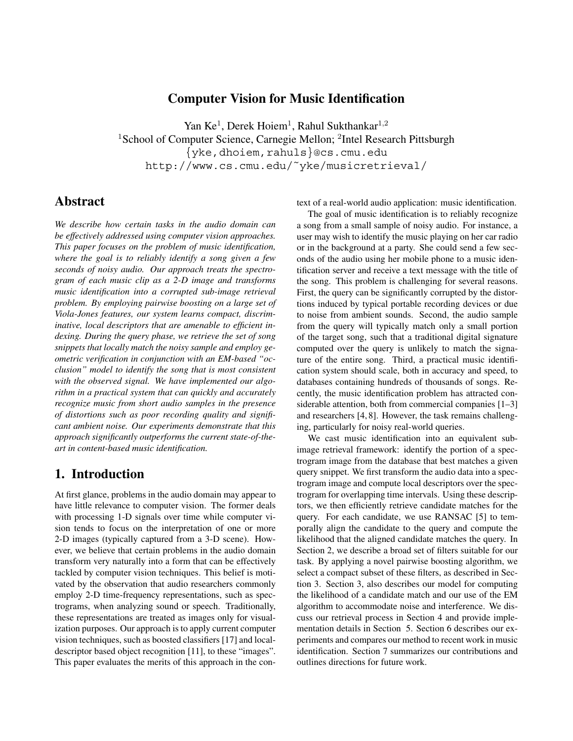# Computer Vision for Music Identification

Yan Ke[1], Derek Hoiem[1], Rahul Sukthankar[1,2]

[1]School of Computer Science, Carnegie Mellon; [2]Intel Research Pittsburgh

{yke,dhoiem,rahuls}@cs.cmu.edu

http://www.cs.cmu.edu/~yke/musicretrieval/

## Abstract

*We describe how certain tasks in the audio domain can be effectively addressed using computer vision approaches. This paper focuses on the problem of music identification, where the goal is to reliably identify a song given a few seconds of noisy audio. Our approach treats the spectrogram of each music clip as a 2-D image and transforms music identification into a corrupted sub-image retrieval problem. By employing pairwise boosting on a large set of Viola-Jones features, our system learns compact, discriminative, local descriptors that are amenable to efficient indexing. During the query phase, we retrieve the set of song snippets that locally match the noisy sample and employ geometric verification in conjunction with an EM-based "occlusion" model to identify the song that is most consistent with the observed signal. We have implemented our algorithm in a practical system that can quickly and accurately recognize music from short audio samples in the presence of distortions such as poor recording quality and significant ambient noise. Our experiments demonstrate that this approach significantly outperforms the current state-of-the-art in content-based music identification.*

## 1. Introduction

At first glance, problems in the audio domain may appear to have little relevance to computer vision. The former deals with processing 1-D signals over time while computer vision tends to focus on the interpretation of one or more 2-D images (typically captured from a 3-D scene). However, we believe that certain problems in the audio domain transform very naturally into a form that can be effectively tackled by computer vision techniques. This belief is motivated by the observation that audio researchers commonly employ 2-D time-frequency representations, such as spectrograms, when analyzing sound or speech. Traditionally, these representations are treated as images only for visualization purposes. Our approach is to apply current computer vision techniques, such as boosted classifiers [17] and local-descriptor based object recognition [11], to these "images". This paper evaluates the merits of this approach in the context of a real-world audio application: music identification.

The goal of music identification is to reliably recognize a song from a small sample of noisy audio. For instance, a user may wish to identify the music playing on her car radio or in the background at a party. She could send a few seconds of the audio using her mobile phone to a music identification server and receive a text message with the title of the song. This problem is challenging for several reasons. First, the query can be significantly corrupted by the distortions induced by typical portable recording devices or due to noise from ambient sounds. Second, the audio sample from the query will typically match only a small portion of the target song, such that a traditional digital signature computed over the query is unlikely to match the signature of the entire song. Third, a practical music identification system should scale, both in accuracy and speed, to databases containing hundreds of thousands of songs. Recently, the music identification problem has attracted considerable attention, both from commercial companies [1–3] and researchers [4, 8]. However, the task remains challenging, particularly for noisy real-world queries.

We cast music identification into an equivalent sub-image retrieval framework: identify the portion of a spectrogram image from the database that best matches a given query snippet. We first transform the audio data into a spectrogram image and compute local descriptors over the spectrogram for overlapping time intervals. Using these descriptors, we then efficiently retrieve candidate matches for the query. For each candidate, we use RANSAC [5] to temporally align the candidate to the query and compute the likelihood that the aligned candidate matches the query. In Section 2, we describe a broad set of filters suitable for our task. By applying a novel pairwise boosting algorithm, we select a compact subset of these filters, as described in Section 3. Section 3, also describes our model for computing the likelihood of a candidate match and our use of the EM algorithm to accommodate noise and interference. We discuss our retrieval process in Section 4 and provide implementation details in Section 5. Section 6 describes our experiments and compares our method to recent work in music identification. Section 7 summarizes our contributions and outlines directions for future work.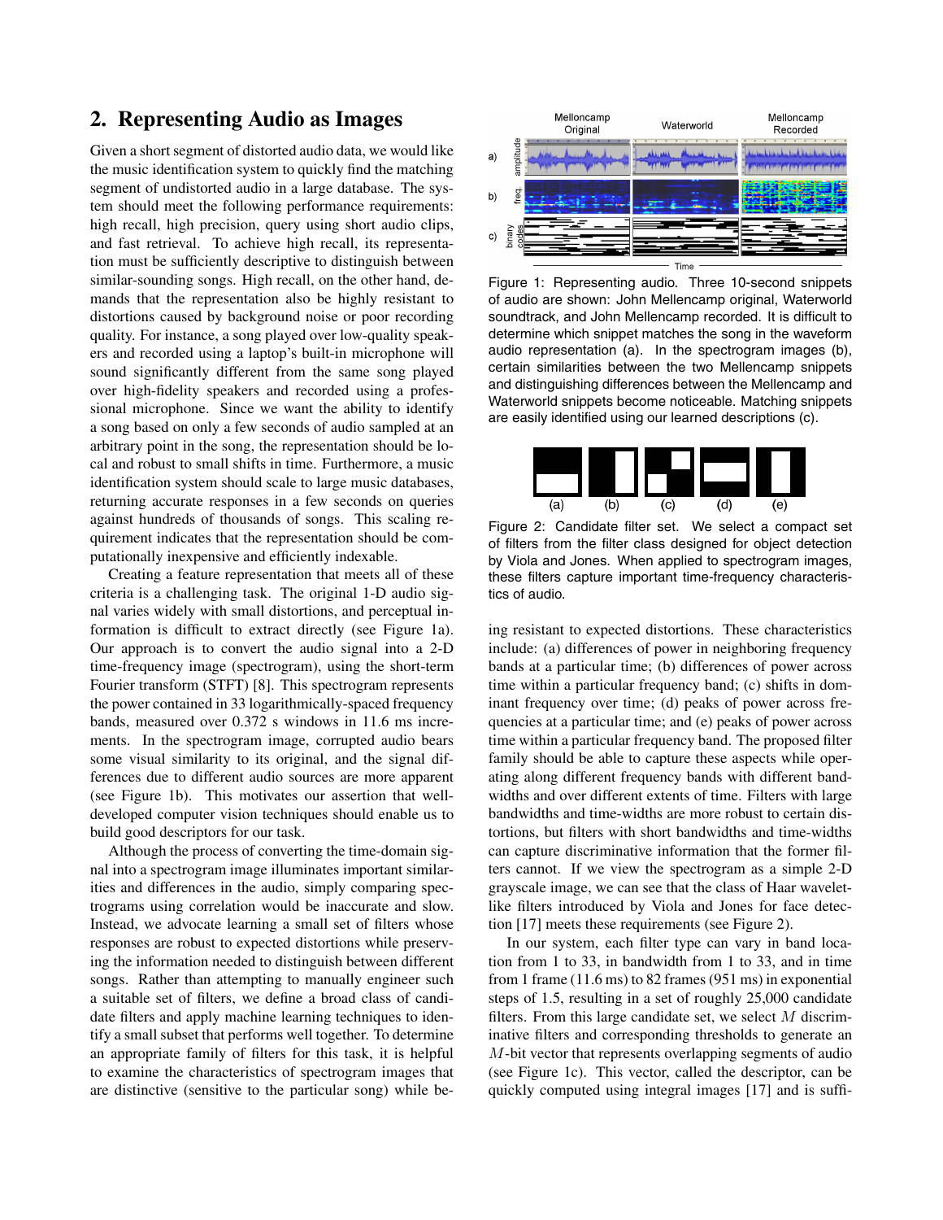## 2. Representing Audio as Images

Given a short segment of distorted audio data, we would like the music identification system to quickly find the matching segment of undistorted audio in a large database. The system should meet the following performance requirements: high recall, high precision, query using short audio clips, and fast retrieval. To achieve high recall, its representation must be sufficiently descriptive to distinguish between similar-sounding songs. High recall, on the other hand, demands that the representation also be highly resistant to distortions caused by background noise or poor recording quality. For instance, a song played over low-quality speakers and recorded using a laptop's built-in microphone will sound significantly different from the same song played over high-fidelity speakers and recorded using a professional microphone. Since we want the ability to identify a song based on only a few seconds of audio sampled at an arbitrary point in the song, the representation should be local and robust to small shifts in time. Furthermore, a music identification system should scale to large music databases, returning accurate responses in a few seconds on queries against hundreds of thousands of songs. This scaling requirement indicates that the representation should be computationally inexpensive and efficiently indexable.

Creating a feature representation that meets all of these criteria is a challenging task. The original 1-D audio signal varies widely with small distortions, and perceptual information is difficult to extract directly (see Figure 1a). Our approach is to convert the audio signal into a 2-D time-frequency image (spectrogram), using the short-term Fourier transform (STFT) [8]. This spectrogram represents the power contained in 33 logarithmically-spaced frequency bands, measured over 0.372 s windows in 11.6 ms increments. In the spectrogram image, corrupted audio bears some visual similarity to its original, and the signal differences due to different audio sources are more apparent (see Figure 1b). This motivates our assertion that well-developed computer vision techniques should enable us to build good descriptors for our task.

Although the process of converting the time-domain signal into a spectrogram image illuminates important similarities and differences in the audio, simply comparing spectrograms using correlation would be inaccurate and slow. Instead, we advocate learning a small set of filters whose responses are robust to expected distortions while preserving the information needed to distinguish between different songs. Rather than attempting to manually engineer such a suitable set of filters, we define a broad class of candidate filters and apply machine learning techniques to identify a small subset that performs well together. To determine an appropriate family of filters for this task, it is helpful to examine the characteristics of spectrogram images that are distinctive (sensitive to the particular song) while being resistant to expected distortions. These characteristics include: (a) differences of power in neighboring frequency bands at a particular time; (b) differences of power across time within a particular frequency band; (c) shifts in dominant frequency over time; (d) peaks of power across frequencies at a particular time; and (e) peaks of power across time within a particular frequency band. The proposed filter family should be able to capture these aspects while operating along different frequency bands with different bandwidths and over different extents of time. Filters with large bandwidths and time-widths are more robust to certain distortions, but filters with short bandwidths and time-widths can capture discriminative information that the former filters cannot. If we view the spectrogram as a simple 2-D grayscale image, we can see that the class of Haar wavelet-like filters introduced by Viola and Jones for face detection [17] meets these requirements (see Figure 2).

Mellencamp Original
Waterworld
Mellencamp Recorded
a) amplitude
b) freq.
c) binary codes
Time

Figure 1: Representing audio. Three 10-second snippets of audio are shown: John Mellencamp original, Waterworld soundtrack, and John Mellencamp recorded. It is difficult to determine which snippet matches the song in the waveform audio representation (a). In the spectrogram images (b), certain similarities between the two Mellencamp snippets and distinguishing differences between the Mellencamp and Waterworld snippets become noticeable. Matching snippets are easily identified using our learned descriptions (c).

(a) (b) (c) (d) (e)

Figure 2: Candidate filter set. We select a compact set of filters from the filter class designed for object detection by Viola and Jones. When applied to spectrogram images, these filters capture important time-frequency characteristics of audio.

In our system, each filter type can vary in band location from 1 to 33, in bandwidth from 1 to 33, and in time from 1 frame (11.6 ms) to 82 frames (951 ms) in exponential steps of 1.5, resulting in a set of roughly 25,000 candidate filters. From this large candidate set, we select $M$ discriminative filters and corresponding thresholds to generate an $M$-bit vector that represents overlapping segments of audio (see Figure 1c). This vector, called the descriptor, can be quickly computed using integral images [17] and is suffi-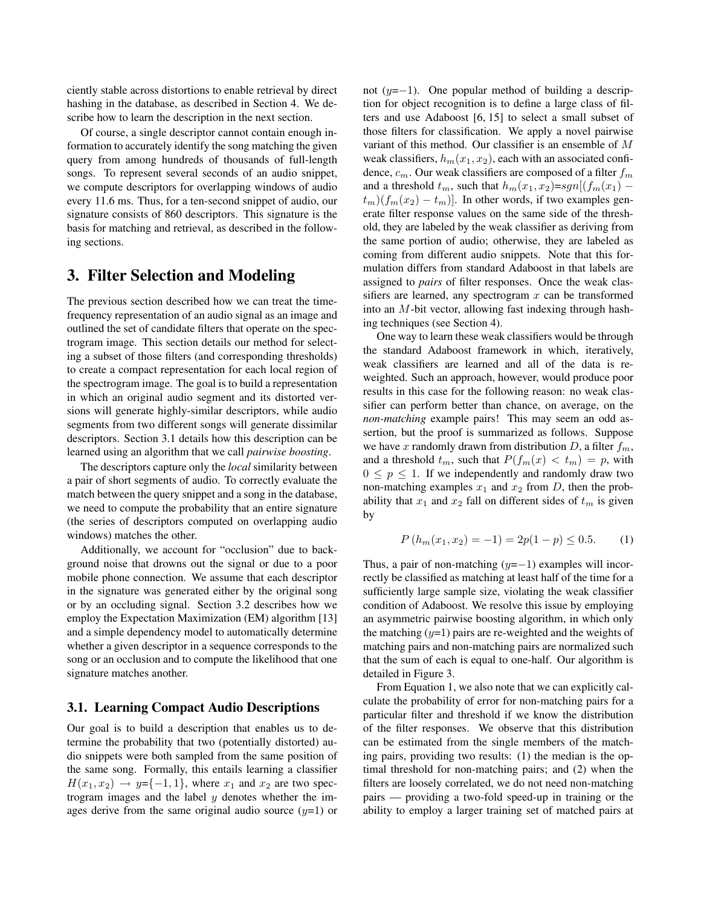ciently stable across distortions to enable retrieval by direct hashing in the database, as described in Section 4. We describe how to learn the description in the next section.

Of course, a single descriptor cannot contain enough information to accurately identify the song matching the given query from among hundreds of thousands of full-length songs. To represent several seconds of an audio snippet, we compute descriptors for overlapping windows of audio every 11.6 ms. Thus, for a ten-second snippet of audio, our signature consists of 860 descriptors. This signature is the basis for matching and retrieval, as described in the following sections.

## 3. Filter Selection and Modeling

The previous section described how we can treat the time-frequency representation of an audio signal as an image and outlined the set of candidate filters that operate on the spectrogram image. This section details our method for selecting a subset of those filters (and corresponding thresholds) to create a compact representation for each local region of the spectrogram image. The goal is to build a representation in which an original audio segment and its distorted versions will generate highly-similar descriptors, while audio segments from two different songs will generate dissimilar descriptors. Section 3.1 details how this description can be learned using an algorithm that we call *pairwise boosting*.

The descriptors capture only the *local* similarity between a pair of short segments of audio. To correctly evaluate the match between the query snippet and a song in the database, we need to compute the probability that an entire signature (the series of descriptors computed on overlapping audio windows) matches the other.

Additionally, we account for "occlusion" due to background noise that drowns out the signal or due to a poor mobile phone connection. We assume that each descriptor in the signature was generated either by the original song or by an occluding signal. Section 3.2 describes how we employ the Expectation Maximization (EM) algorithm [13] and a simple dependency model to automatically determine whether a given descriptor in a sequence corresponds to the song or an occlusion and to compute the likelihood that one signature matches another.

### 3.1. Learning Compact Audio Descriptions

Our goal is to build a description that enables us to determine the probability that two (potentially distorted) audio snippets were both sampled from the same position of the same song. Formally, this entails learning a classifier $H(x_1, x_2) \rightarrow y$=$\{-1, 1\}$, where $x_1$ and $x_2$ are two spectrogram images and the label $y$ denotes whether the images derive from the same original audio source ($y$=1) or not ($y$=−1). One popular method of building a description for object recognition is to define a large class of filters and use Adaboost [6, 15] to select a small subset of those filters for classification. We apply a novel pairwise variant of this method. Our classifier is an ensemble of $M$ weak classifiers, $h_m(x_1, x_2)$, each with an associated confidence, $c_m$. Our weak classifiers are composed of a filter $f_m$ and a threshold $t_m$, such that $h_m(x_1, x_2)$=$sgn[(f_m(x_1) - t_m)(f_m(x_2) - t_m)]$. In other words, if two examples generate filter response values on the same side of the threshold, they are labeled by the weak classifier as deriving from the same portion of audio; otherwise, they are labeled as coming from different audio snippets. Note that this formulation differs from standard Adaboost in that labels are assigned to *pairs* of filter responses. Once the weak classifiers are learned, any spectrogram $x$ can be transformed into an $M$-bit vector, allowing fast indexing through hashing techniques (see Section 4).

One way to learn these weak classifiers would be through the standard Adaboost framework in which, iteratively, weak classifiers are learned and all of the data is re-weighted. Such an approach, however, would produce poor results in this case for the following reason: no weak classifier can perform better than chance, on average, on the *non-matching* example pairs! This may seem an odd assertion, but the proof is summarized as follows. Suppose we have $x$ randomly drawn from distribution $D$, a filter $f_m$, and a threshold $t_m$, such that $P(f_m(x) < t_m) = p$, with $0 \leq p \leq 1$. If we independently and randomly draw two non-matching examples $x_1$ and $x_2$ from $D$, then the probability that $x_1$ and $x_2$ fall on different sides of $t_m$ is given by

$$P\left(h_m(x_1, x_2) = -1\right) = 2p(1 - p) \leq 0.5. \tag{1}$$

Thus, a pair of non-matching ($y$=−1) examples will incorrectly be classified as matching at least half of the time for a sufficiently large sample size, violating the weak classifier condition of Adaboost. We resolve this issue by employing an asymmetric pairwise boosting algorithm, in which only the matching ($y$=1) pairs are re-weighted and the weights of matching pairs and non-matching pairs are normalized such that the sum of each is equal to one-half. Our algorithm is detailed in Figure 3.

From Equation 1, we also note that we can explicitly calculate the probability of error for non-matching pairs for a particular filter and threshold if we know the distribution of the filter responses. We observe that this distribution can be estimated from the single members of the matching pairs, providing two results: (1) the median is the optimal threshold for non-matching pairs; and (2) when the filters are loosely correlated, we do not need non-matching pairs — providing a two-fold speed-up in training or the ability to employ a larger training set of matched pairs at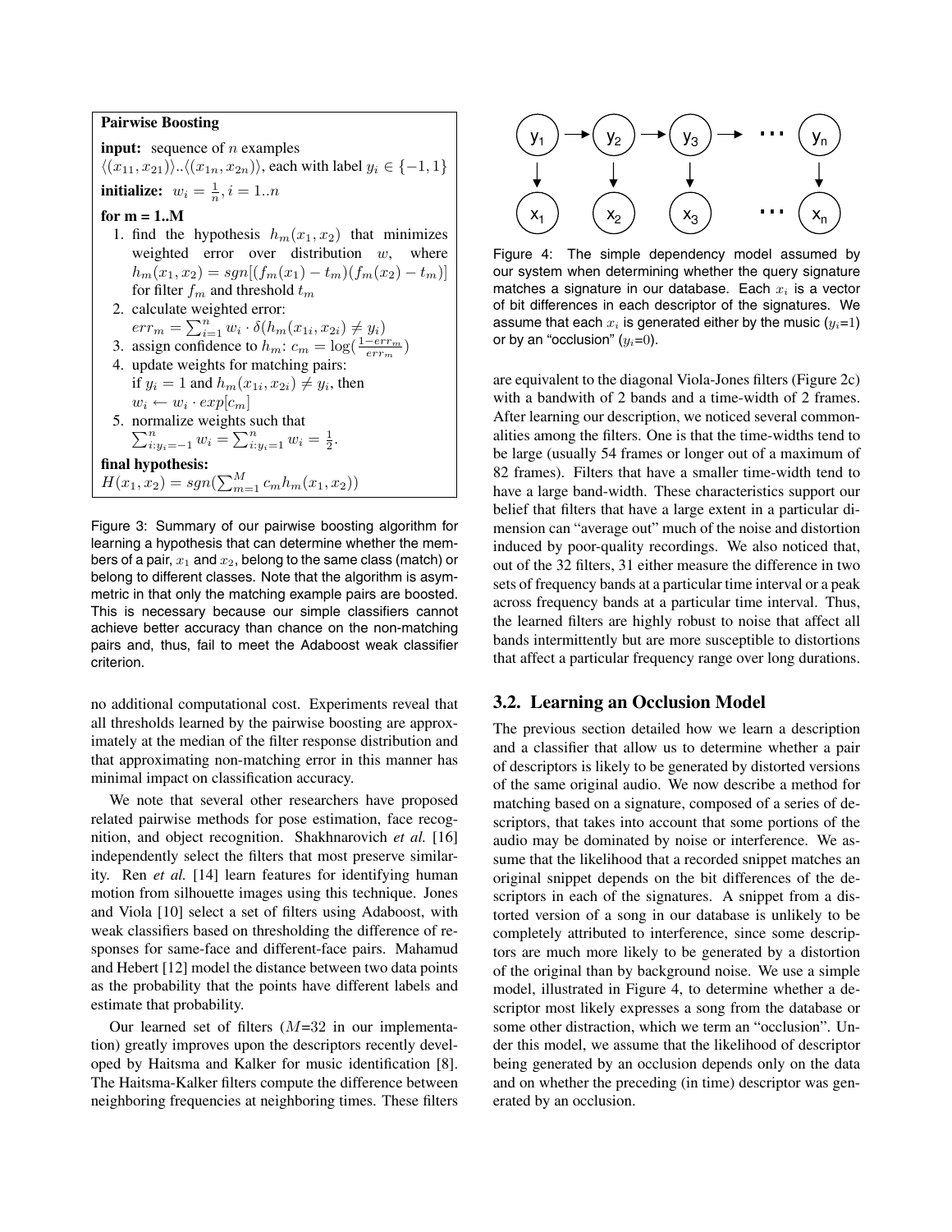**Pairwise Boosting**

**input:** sequence of $n$ examples $\langle(x_{11}, x_{21})\rangle..\langle(x_{1n}, x_{2n})\rangle$, each with label $y_i \in \{-1, 1\}$

**initialize:** $w_i = \frac{1}{n}, i = 1..n$

**for m = 1..M**

1. find the hypothesis $h_m(x_1, x_2)$ that minimizes weighted error over distribution $w$, where $h_m(x_1, x_2) = sgn[(f_m(x_1) - t_m)(f_m(x_2) - t_m)]$ for filter $f_m$ and threshold $t_m$
2. calculate weighted error: $err_m = \sum_{i=1}^{n} w_i \cdot \delta(h_m(x_{1i}, x_{2i}) \neq y_i)$
3. assign confidence to $h_m$: $c_m = \log(\frac{1-err_m}{err_m})$
4. update weights for matching pairs: if $y_i = 1$ and $h_m(x_{1i}, x_{2i}) \neq y_i$, then $w_i \leftarrow w_i \cdot exp[c_m]$
5. normalize weights such that $\sum_{i:y_i=-1}^{n} w_i = \sum_{i:y_i=1}^{n} w_i = \frac{1}{2}$.

**final hypothesis:**
$H(x_1, x_2) = sgn(\sum_{m=1}^{M} c_m h_m(x_1, x_2))$

Figure 3: Summary of our pairwise boosting algorithm for learning a hypothesis that can determine whether the members of a pair, $x_1$ and $x_2$, belong to the same class (match) or belong to different classes. Note that the algorithm is asymmetric in that only the matching example pairs are boosted. This is necessary because our simple classifiers cannot achieve better accuracy than chance on the non-matching pairs and, thus, fail to meet the Adaboost weak classifier criterion.

no additional computational cost. Experiments reveal that all thresholds learned by the pairwise boosting are approximately at the median of the filter response distribution and that approximating non-matching error in this manner has minimal impact on classification accuracy.

We note that several other researchers have proposed related pairwise methods for pose estimation, face recognition, and object recognition. Shakhnarovich *et al.* [16] independently select the filters that most preserve similarity. Ren *et al.* [14] learn features for identifying human motion from silhouette images using this technique. Jones and Viola [10] select a set of filters using Adaboost, with weak classifiers based on thresholding the difference of responses for same-face and different-face pairs. Mahamud and Hebert [12] model the distance between two data points as the probability that the points have different labels and estimate that probability.

Our learned set of filters ($M$=32 in our implementation) greatly improves upon the descriptors recently developed by Haitsma and Kalker for music identification [8]. The Haitsma-Kalker filters compute the difference between neighboring frequencies at neighboring times. These filters are equivalent to the diagonal Viola-Jones filters (Figure 2c) with a bandwith of 2 bands and a time-width of 2 frames. After learning our description, we noticed several commonalities among the filters. One is that the time-widths tend to be large (usually 54 frames or longer out of a maximum of 82 frames). Filters that have a smaller time-width tend to have a large band-width. These characteristics support our belief that filters that have a large extent in a particular dimension can "average out" much of the noise and distortion induced by poor-quality recordings. We also noticed that, out of the 32 filters, 31 either measure the difference in two sets of frequency bands at a particular time interval or a peak across frequency bands at a particular time interval. Thus, the learned filters are highly robust to noise that affect all bands intermittently but are more susceptible to distortions that affect a particular frequency range over long durations.

Figure 4: The simple dependency model assumed by our system when determining whether the query signature matches a signature in our database. Each $x_i$ is a vector of bit differences in each descriptor of the signatures. We assume that each $x_i$ is generated either by the music ($y_i$=1) or by an "occlusion" ($y_i$=0).

## 3.2. Learning an Occlusion Model

The previous section detailed how we learn a description and a classifier that allow us to determine whether a pair of descriptors is likely to be generated by distorted versions of the same original audio. We now describe a method for matching based on a signature, composed of a series of descriptors, that takes into account that some portions of the audio may be dominated by noise or interference. We assume that the likelihood that a recorded snippet matches an original snippet depends on the bit differences of the descriptors in each of the signatures. A snippet from a distorted version of a song in our database is unlikely to be completely attributed to interference, since some descriptors are much more likely to be generated by a distortion of the original than by background noise. We use a simple model, illustrated in Figure 4, to determine whether a descriptor most likely expresses a song from the database or some other distraction, which we term an "occlusion". Under this model, we assume that the likelihood of descriptor being generated by an occlusion depends only on the data and on whether the preceding (in time) descriptor was generated by an occlusion.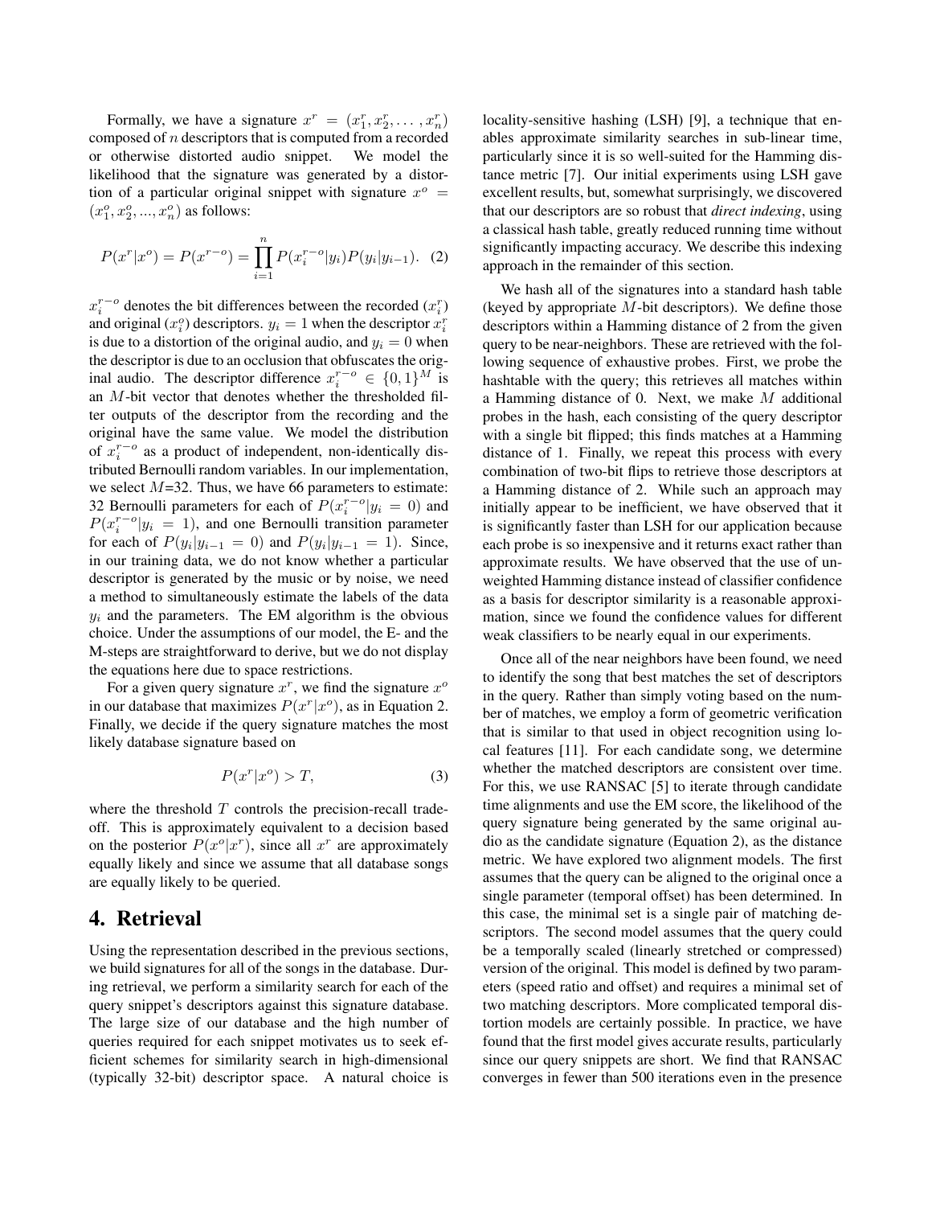Formally, we have a signature $x^r = (x_1^r, x_2^r, \ldots, x_n^r)$ composed of $n$ descriptors that is computed from a recorded or otherwise distorted audio snippet. We model the likelihood that the signature was generated by a distortion of a particular original snippet with signature $x^o = (x_1^o, x_2^o, ..., x_n^o)$ as follows:

$$P(x^r|x^o) = P(x^{r-o}) = \prod_{i=1}^{n} P(x_i^{r-o}|y_i)P(y_i|y_{i-1}). \quad (2)$$

$x_i^{r-o}$ denotes the bit differences between the recorded ($x_i^r$) and original ($x_i^o$) descriptors. $y_i = 1$ when the descriptor $x_i^r$ is due to a distortion of the original audio, and $y_i = 0$ when the descriptor is due to an occlusion that obfuscates the original audio. The descriptor difference $x_i^{r-o} \in \{0,1\}^M$ is an $M$-bit vector that denotes whether the thresholded filter outputs of the descriptor from the recording and the original have the same value. We model the distribution of $x_i^{r-o}$ as a product of independent, non-identically distributed Bernoulli random variables. In our implementation, we select $M$=32. Thus, we have 66 parameters to estimate: 32 Bernoulli parameters for each of $P(x_i^{r-o}|y_i = 0)$ and $P(x_i^{r-o}|y_i = 1)$, and one Bernoulli transition parameter for each of $P(y_i|y_{i-1} = 0)$ and $P(y_i|y_{i-1} = 1)$. Since, in our training data, we do not know whether a particular descriptor is generated by the music or by noise, we need a method to simultaneously estimate the labels of the data $y_i$ and the parameters. The EM algorithm is the obvious choice. Under the assumptions of our model, the E- and the M-steps are straightforward to derive, but we do not display the equations here due to space restrictions.

For a given query signature $x^r$, we find the signature $x^o$ in our database that maximizes $P(x^r|x^o)$, as in Equation 2. Finally, we decide if the query signature matches the most likely database signature based on

$$P(x^r|x^o) > T, \quad (3)$$

where the threshold $T$ controls the precision-recall tradeoff. This is approximately equivalent to a decision based on the posterior $P(x^o|x^r)$, since all $x^r$ are approximately equally likely and since we assume that all database songs are equally likely to be queried.

# 4. Retrieval

Using the representation described in the previous sections, we build signatures for all of the songs in the database. During retrieval, we perform a similarity search for each of the query snippet's descriptors against this signature database. The large size of our database and the high number of queries required for each snippet motivates us to seek efficient schemes for similarity search in high-dimensional (typically 32-bit) descriptor space. A natural choice is locality-sensitive hashing (LSH) [9], a technique that enables approximate similarity searches in sub-linear time, particularly since it is so well-suited for the Hamming distance metric [7]. Our initial experiments using LSH gave excellent results, but, somewhat surprisingly, we discovered that our descriptors are so robust that *direct indexing*, using a classical hash table, greatly reduced running time without significantly impacting accuracy. We describe this indexing approach in the remainder of this section.

We hash all of the signatures into a standard hash table (keyed by appropriate $M$-bit descriptors). We define those descriptors within a Hamming distance of 2 from the given query to be near-neighbors. These are retrieved with the following sequence of exhaustive probes. First, we probe the hashtable with the query; this retrieves all matches within a Hamming distance of 0. Next, we make $M$ additional probes in the hash, each consisting of the query descriptor with a single bit flipped; this finds matches at a Hamming distance of 1. Finally, we repeat this process with every combination of two-bit flips to retrieve those descriptors at a Hamming distance of 2. While such an approach may initially appear to be inefficient, we have observed that it is significantly faster than LSH for our application because each probe is so inexpensive and it returns exact rather than approximate results. We have observed that the use of unweighted Hamming distance instead of classifier confidence as a basis for descriptor similarity is a reasonable approximation, since we found the confidence values for different weak classifiers to be nearly equal in our experiments.

Once all of the near neighbors have been found, we need to identify the song that best matches the set of descriptors in the query. Rather than simply voting based on the number of matches, we employ a form of geometric verification that is similar to that used in object recognition using local features [11]. For each candidate song, we determine whether the matched descriptors are consistent over time. For this, we use RANSAC [5] to iterate through candidate time alignments and use the EM score, the likelihood of the query signature being generated by the same original audio as the candidate signature (Equation 2), as the distance metric. We have explored two alignment models. The first assumes that the query can be aligned to the original once a single parameter (temporal offset) has been determined. In this case, the minimal set is a single pair of matching descriptors. The second model assumes that the query could be a temporally scaled (linearly stretched or compressed) version of the original. This model is defined by two parameters (speed ratio and offset) and requires a minimal set of two matching descriptors. More complicated temporal distortion models are certainly possible. In practice, we have found that the first model gives accurate results, particularly since our query snippets are short. We find that RANSAC converges in fewer than 500 iterations even in the presence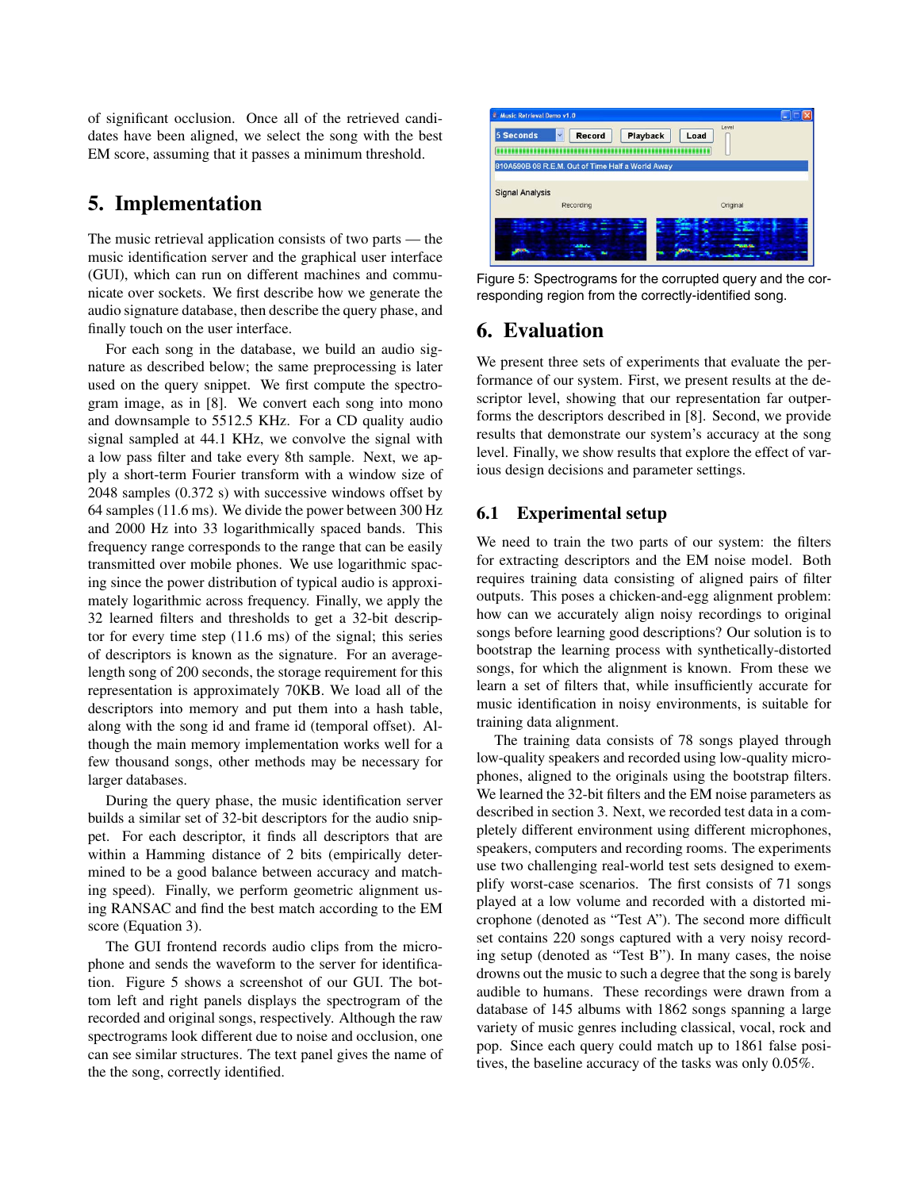of significant occlusion. Once all of the retrieved candidates have been aligned, we select the song with the best EM score, assuming that it passes a minimum threshold.

# 5. Implementation

The music retrieval application consists of two parts — the music identification server and the graphical user interface (GUI), which can run on different machines and communicate over sockets. We first describe how we generate the audio signature database, then describe the query phase, and finally touch on the user interface.

For each song in the database, we build an audio signature as described below; the same preprocessing is later used on the query snippet. We first compute the spectrogram image, as in [8]. We convert each song into mono and downsample to 5512.5 KHz. For a CD quality audio signal sampled at 44.1 KHz, we convolve the signal with a low pass filter and take every 8th sample. Next, we apply a short-term Fourier transform with a window size of 2048 samples (0.372 s) with successive windows offset by 64 samples (11.6 ms). We divide the power between 300 Hz and 2000 Hz into 33 logarithmically spaced bands. This frequency range corresponds to the range that can be easily transmitted over mobile phones. We use logarithmic spacing since the power distribution of typical audio is approximately logarithmic across frequency. Finally, we apply the 32 learned filters and thresholds to get a 32-bit descriptor for every time step (11.6 ms) of the signal; this series of descriptors is known as the signature. For an average-length song of 200 seconds, the storage requirement for this representation is approximately 70KB. We load all of the descriptors into memory and put them into a hash table, along with the song id and frame id (temporal offset). Although the main memory implementation works well for a few thousand songs, other methods may be necessary for larger databases.

During the query phase, the music identification server builds a similar set of 32-bit descriptors for the audio snippet. For each descriptor, it finds all descriptors that are within a Hamming distance of 2 bits (empirically determined to be a good balance between accuracy and matching speed). Finally, we perform geometric alignment using RANSAC and find the best match according to the EM score (Equation 3).

The GUI frontend records audio clips from the microphone and sends the waveform to the server for identification. Figure 5 shows a screenshot of our GUI. The bottom left and right panels displays the spectrogram of the recorded and original songs, respectively. Although the raw spectrograms look different due to noise and occlusion, one can see similar structures. The text panel gives the name of the the song, correctly identified.

Figure 5: Spectrograms for the corrupted query and the corresponding region from the correctly-identified song.

# 6. Evaluation

We present three sets of experiments that evaluate the performance of our system. First, we present results at the descriptor level, showing that our representation far outperforms the descriptors described in [8]. Second, we provide results that demonstrate our system's accuracy at the song level. Finally, we show results that explore the effect of various design decisions and parameter settings.

## 6.1 Experimental setup

We need to train the two parts of our system: the filters for extracting descriptors and the EM noise model. Both requires training data consisting of aligned pairs of filter outputs. This poses a chicken-and-egg alignment problem: how can we accurately align noisy recordings to original songs before learning good descriptions? Our solution is to bootstrap the learning process with synthetically-distorted songs, for which the alignment is known. From these we learn a set of filters that, while insufficiently accurate for music identification in noisy environments, is suitable for training data alignment.

The training data consists of 78 songs played through low-quality speakers and recorded using low-quality microphones, aligned to the originals using the bootstrap filters. We learned the 32-bit filters and the EM noise parameters as described in section 3. Next, we recorded test data in a completely different environment using different microphones, speakers, computers and recording rooms. The experiments use two challenging real-world test sets designed to exemplify worst-case scenarios. The first consists of 71 songs played at a low volume and recorded with a distorted microphone (denoted as "Test A"). The second more difficult set contains 220 songs captured with a very noisy recording setup (denoted as "Test B"). In many cases, the noise drowns out the music to such a degree that the song is barely audible to humans. These recordings were drawn from a database of 145 albums with 1862 songs spanning a large variety of music genres including classical, vocal, rock and pop. Since each query could match up to 1861 false positives, the baseline accuracy of the tasks was only 0.05%.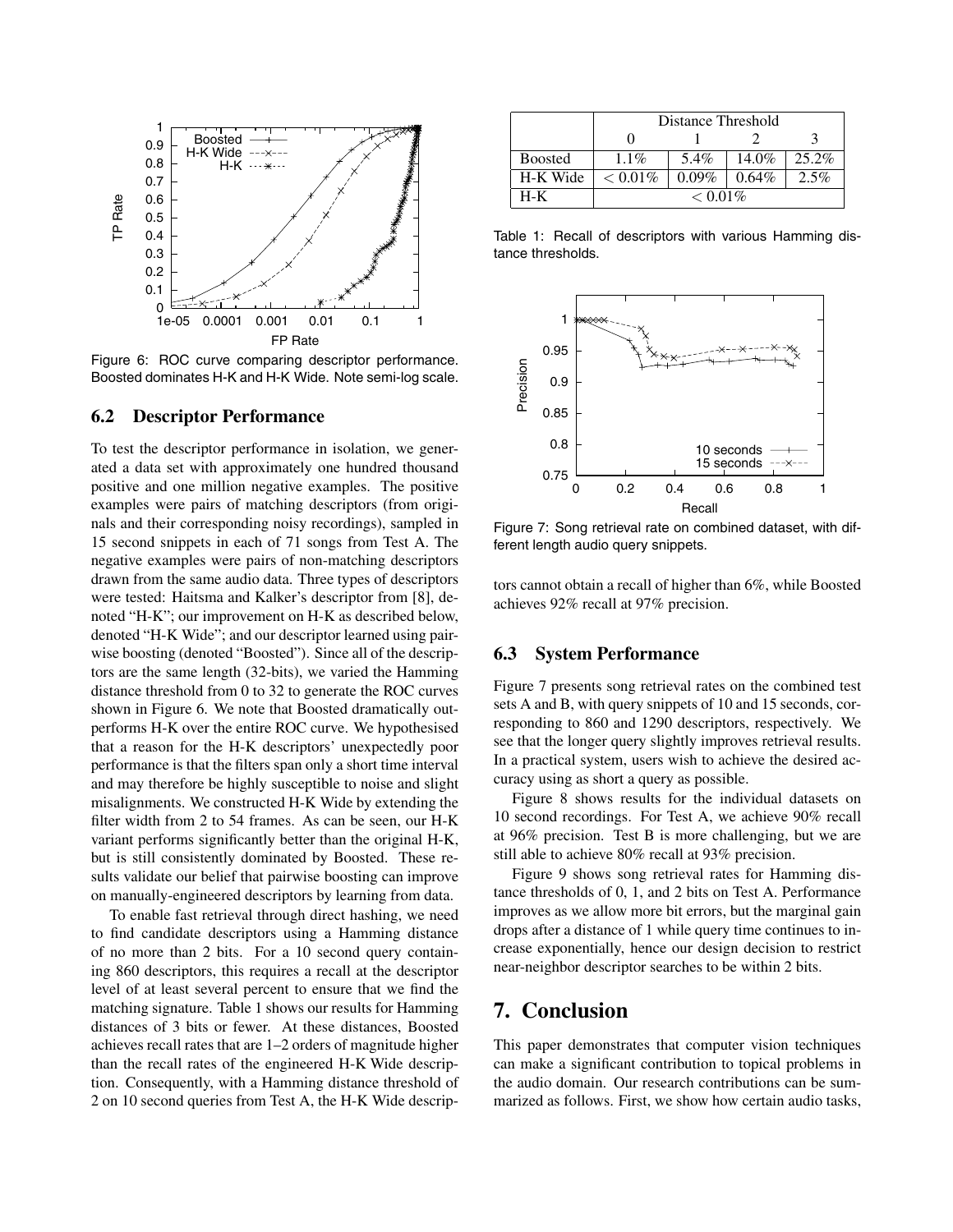Figure 6: ROC curve comparing descriptor performance. Boosted dominates H-K and H-K Wide. Note semi-log scale.

### 6.2 Descriptor Performance

To test the descriptor performance in isolation, we generated a data set with approximately one hundred thousand positive and one million negative examples. The positive examples were pairs of matching descriptors (from originals and their corresponding noisy recordings), sampled in 15 second snippets in each of 71 songs from Test A. The negative examples were pairs of non-matching descriptors drawn from the same audio data. Three types of descriptors were tested: Haitsma and Kalker's descriptor from [8], denoted "H-K"; our improvement on H-K as described below, denoted "H-K Wide"; and our descriptor learned using pairwise boosting (denoted "Boosted"). Since all of the descriptors are the same length (32-bits), we varied the Hamming distance threshold from 0 to 32 to generate the ROC curves shown in Figure 6. We note that Boosted dramatically outperforms H-K over the entire ROC curve. We hypothesised that a reason for the H-K descriptors' unexpectedly poor performance is that the filters span only a short time interval and may therefore be highly susceptible to noise and slight misalignments. We constructed H-K Wide by extending the filter width from 2 to 54 frames. As can be seen, our H-K variant performs significantly better than the original H-K, but is still consistently dominated by Boosted. These results validate our belief that pairwise boosting can improve on manually-engineered descriptors by learning from data.

To enable fast retrieval through direct hashing, we need to find candidate descriptors using a Hamming distance of no more than 2 bits. For a 10 second query containing 860 descriptors, this requires a recall at the descriptor level of at least several percent to ensure that we find the matching signature. Table 1 shows our results for Hamming distances of 3 bits or fewer. At these distances, Boosted achieves recall rates that are 1–2 orders of magnitude higher than the recall rates of the engineered H-K Wide description. Consequently, with a Hamming distance threshold of 2 on 10 second queries from Test A, the H-K Wide descriptors cannot obtain a recall of higher than 6%, while Boosted achieves 92% recall at 97% precision.

| | Distance Threshold | | | |
|---|---|---|---|---|
| | 0 | 1 | 2 | 3 |
| Boosted | 1.1% | 5.4% | 14.0% | 25.2% |
| H-K Wide | $< 0.01\%$ | 0.09% | 0.64% | 2.5% |
| H-K | $< 0.01\%$ | | | |

Table 1: Recall of descriptors with various Hamming distance thresholds.

Figure 7: Song retrieval rate on combined dataset, with different length audio query snippets.

### 6.3 System Performance

Figure 7 presents song retrieval rates on the combined test sets A and B, with query snippets of 10 and 15 seconds, corresponding to 860 and 1290 descriptors, respectively. We see that the longer query slightly improves retrieval results. In a practical system, users wish to achieve the desired accuracy using as short a query as possible.

Figure 8 shows results for the individual datasets on 10 second recordings. For Test A, we achieve 90% recall at 96% precision. Test B is more challenging, but we are still able to achieve 80% recall at 93% precision.

Figure 9 shows song retrieval rates for Hamming distance thresholds of 0, 1, and 2 bits on Test A. Performance improves as we allow more bit errors, but the marginal gain drops after a distance of 1 while query time continues to increase exponentially, hence our design decision to restrict near-neighbor descriptor searches to be within 2 bits.

## 7. Conclusion

This paper demonstrates that computer vision techniques can make a significant contribution to topical problems in the audio domain. Our research contributions can be summarized as follows. First, we show how certain audio tasks,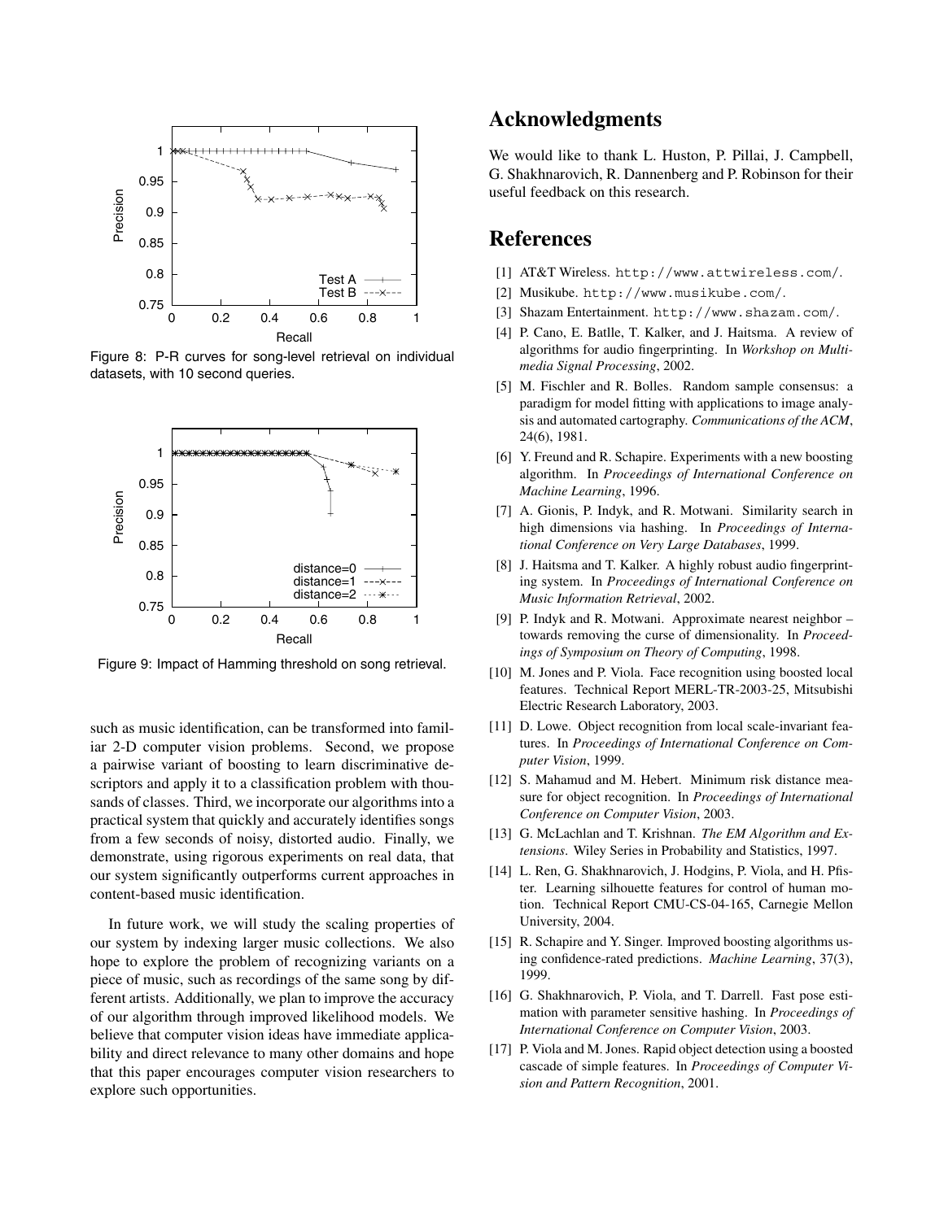Precision
1
0.95
0.9
0.85
0.8
0.75
0
0.2
0.4
0.6
0.8
1
Recall
Test A
Test B

Figure 8: P-R curves for song-level retrieval on individual datasets, with 10 second queries.

Precision
1
0.95
0.9
0.85
0.8
0.75
0
0.2
0.4
0.6
0.8
1
Recall
distance=0
distance=1
distance=2

Figure 9: Impact of Hamming threshold on song retrieval.

such as music identification, can be transformed into familiar 2-D computer vision problems. Second, we propose a pairwise variant of boosting to learn discriminative descriptors and apply it to a classification problem with thousands of classes. Third, we incorporate our algorithms into a practical system that quickly and accurately identifies songs from a few seconds of noisy, distorted audio. Finally, we demonstrate, using rigorous experiments on real data, that our system significantly outperforms current approaches in content-based music identification.

In future work, we will study the scaling properties of our system by indexing larger music collections. We also hope to explore the problem of recognizing variants on a piece of music, such as recordings of the same song by different artists. Additionally, we plan to improve the accuracy of our algorithm through improved likelihood models. We believe that computer vision ideas have immediate applicability and direct relevance to many other domains and hope that this paper encourages computer vision researchers to explore such opportunities.

## Acknowledgments

We would like to thank L. Huston, P. Pillai, J. Campbell, G. Shakhnarovich, R. Dannenberg and P. Robinson for their useful feedback on this research.

## References

[1] AT&T Wireless. `http://www.attwireless.com/`.

[2] Musikube. `http://www.musikube.com/`.

[3] Shazam Entertainment. `http://www.shazam.com/`.

[4] P. Cano, E. Batlle, T. Kalker, and J. Haitsma. A review of algorithms for audio fingerprinting. In *Workshop on Multimedia Signal Processing*, 2002.

[5] M. Fischler and R. Bolles. Random sample consensus: a paradigm for model fitting with applications to image analysis and automated cartography. *Communications of the ACM*, 24(6), 1981.

[6] Y. Freund and R. Schapire. Experiments with a new boosting algorithm. In *Proceedings of International Conference on Machine Learning*, 1996.

[7] A. Gionis, P. Indyk, and R. Motwani. Similarity search in high dimensions via hashing. In *Proceedings of International Conference on Very Large Databases*, 1999.

[8] J. Haitsma and T. Kalker. A highly robust audio fingerprinting system. In *Proceedings of International Conference on Music Information Retrieval*, 2002.

[9] P. Indyk and R. Motwani. Approximate nearest neighbor – towards removing the curse of dimensionality. In *Proceedings of Symposium on Theory of Computing*, 1998.

[10] M. Jones and P. Viola. Face recognition using boosted local features. Technical Report MERL-TR-2003-25, Mitsubishi Electric Research Laboratory, 2003.

[11] D. Lowe. Object recognition from local scale-invariant features. In *Proceedings of International Conference on Computer Vision*, 1999.

[12] S. Mahamud and M. Hebert. Minimum risk distance measure for object recognition. In *Proceedings of International Conference on Computer Vision*, 2003.

[13] G. McLachlan and T. Krishnan. *The EM Algorithm and Extensions*. Wiley Series in Probability and Statistics, 1997.

[14] L. Ren, G. Shakhnarovich, J. Hodgins, P. Viola, and H. Pfister. Learning silhouette features for control of human motion. Technical Report CMU-CS-04-165, Carnegie Mellon University, 2004.

[15] R. Schapire and Y. Singer. Improved boosting algorithms using confidence-rated predictions. *Machine Learning*, 37(3), 1999.

[16] G. Shakhnarovich, P. Viola, and T. Darrell. Fast pose estimation with parameter sensitive hashing. In *Proceedings of International Conference on Computer Vision*, 2003.

[17] P. Viola and M. Jones. Rapid object detection using a boosted cascade of simple features. In *Proceedings of Computer Vision and Pattern Recognition*, 2001.